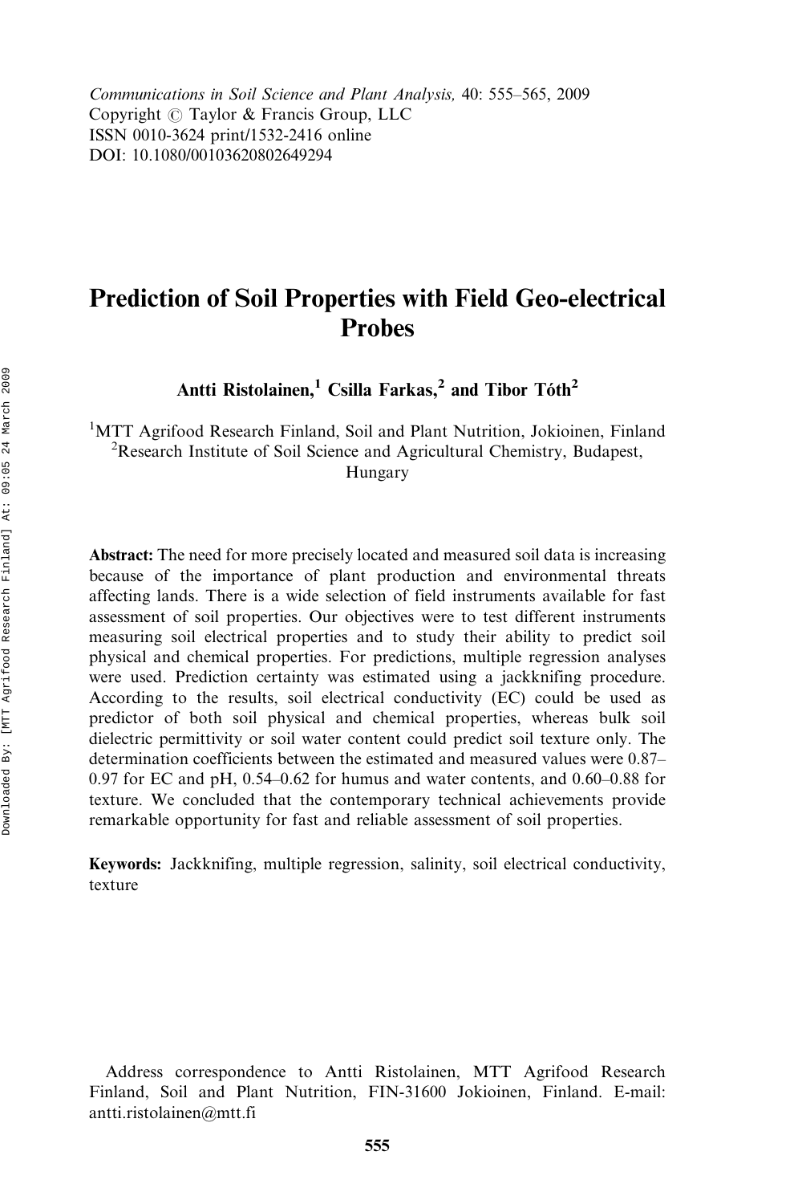# Prediction of Soil Properties with Field Geo-electrical Probes

**Antti Ristolainen,[1] Csilla Farkas,[2] and Tibor Tóth[2]**

[1]MTT Agrifood Research Finland, Soil and Plant Nutrition, Jokioinen, Finland
[2]Research Institute of Soil Science and Agricultural Chemistry, Budapest, Hungary

**Abstract:** The need for more precisely located and measured soil data is increasing because of the importance of plant production and environmental threats affecting lands. There is a wide selection of field instruments available for fast assessment of soil properties. Our objectives were to test different instruments measuring soil electrical properties and to study their ability to predict soil physical and chemical properties. For predictions, multiple regression analyses were used. Prediction certainty was estimated using a jackknifing procedure. According to the results, soil electrical conductivity (EC) could be used as predictor of both soil physical and chemical properties, whereas bulk soil dielectric permittivity or soil water content could predict soil texture only. The determination coefficients between the estimated and measured values were 0.87–0.97 for EC and pH, 0.54–0.62 for humus and water contents, and 0.60–0.88 for texture. We concluded that the contemporary technical achievements provide remarkable opportunity for fast and reliable assessment of soil properties.

**Keywords:** Jackknifing, multiple regression, salinity, soil electrical conductivity, texture

Address correspondence to Antti Ristolainen, MTT Agrifood Research Finland, Soil and Plant Nutrition, FIN-31600 Jokioinen, Finland. E-mail: antti.ristolainen@mtt.fi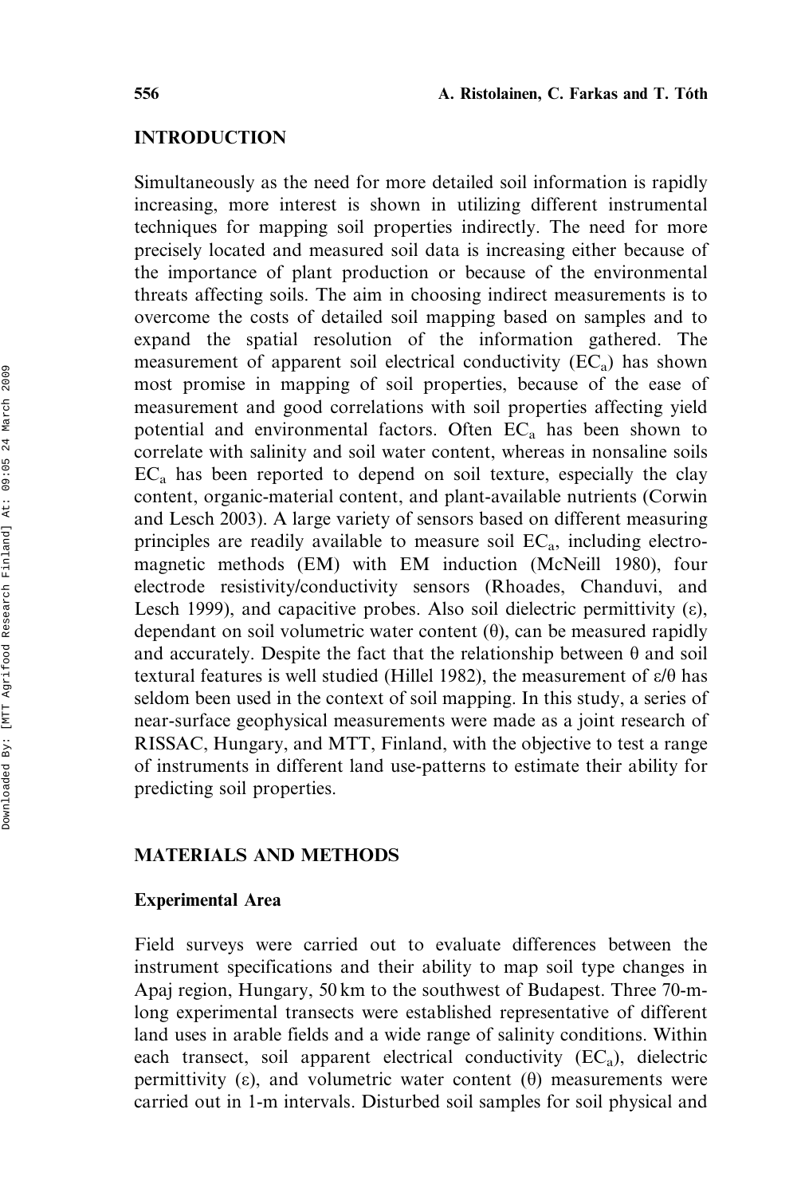## INTRODUCTION

Simultaneously as the need for more detailed soil information is rapidly increasing, more interest is shown in utilizing different instrumental techniques for mapping soil properties indirectly. The need for more precisely located and measured soil data is increasing either because of the importance of plant production or because of the environmental threats affecting soils. The aim in choosing indirect measurements is to overcome the costs of detailed soil mapping based on samples and to expand the spatial resolution of the information gathered. The measurement of apparent soil electrical conductivity ($EC_a$) has shown most promise in mapping of soil properties, because of the ease of measurement and good correlations with soil properties affecting yield potential and environmental factors. Often $EC_a$ has been shown to correlate with salinity and soil water content, whereas in nonsaline soils $EC_a$ has been reported to depend on soil texture, especially the clay content, organic-material content, and plant-available nutrients (Corwin and Lesch 2003). A large variety of sensors based on different measuring principles are readily available to measure soil $EC_a$, including electromagnetic methods (EM) with EM induction (McNeill 1980), four electrode resistivity/conductivity sensors (Rhoades, Chanduvi, and Lesch 1999), and capacitive probes. Also soil dielectric permittivity ($\varepsilon$), dependant on soil volumetric water content ($\theta$), can be measured rapidly and accurately. Despite the fact that the relationship between $\theta$ and soil textural features is well studied (Hillel 1982), the measurement of $\varepsilon/\theta$ has seldom been used in the context of soil mapping. In this study, a series of near-surface geophysical measurements were made as a joint research of RISSAC, Hungary, and MTT, Finland, with the objective to test a range of instruments in different land use-patterns to estimate their ability for predicting soil properties.

## MATERIALS AND METHODS

### Experimental Area

Field surveys were carried out to evaluate differences between the instrument specifications and their ability to map soil type changes in Apaj region, Hungary, 50 km to the southwest of Budapest. Three 70-m-long experimental transects were established representative of different land uses in arable fields and a wide range of salinity conditions. Within each transect, soil apparent electrical conductivity ($EC_a$), dielectric permittivity ($\varepsilon$), and volumetric water content ($\theta$) measurements were carried out in 1-m intervals. Disturbed soil samples for soil physical and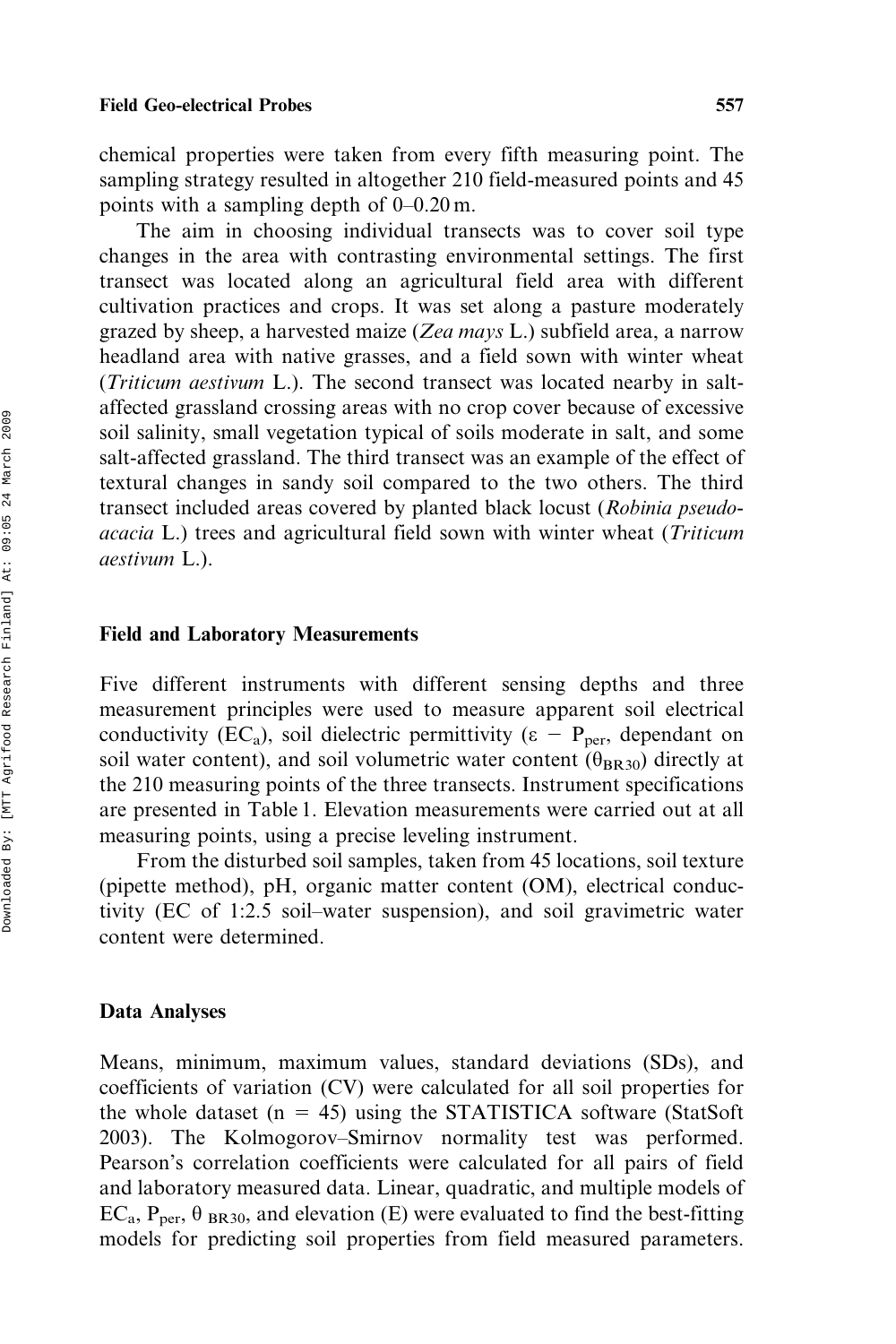chemical properties were taken from every fifth measuring point. The sampling strategy resulted in altogether 210 field-measured points and 45 points with a sampling depth of 0–0.20 m.

The aim in choosing individual transects was to cover soil type changes in the area with contrasting environmental settings. The first transect was located along an agricultural field area with different cultivation practices and crops. It was set along a pasture moderately grazed by sheep, a harvested maize (*Zea mays* L.) subfield area, a narrow headland area with native grasses, and a field sown with winter wheat (*Triticum aestivum* L.). The second transect was located nearby in salt-affected grassland crossing areas with no crop cover because of excessive soil salinity, small vegetation typical of soils moderate in salt, and some salt-affected grassland. The third transect was an example of the effect of textural changes in sandy soil compared to the two others. The third transect included areas covered by planted black locust (*Robinia pseudo-acacia* L.) trees and agricultural field sown with winter wheat (*Triticum aestivum* L.).

## Field and Laboratory Measurements

Five different instruments with different sensing depths and three measurement principles were used to measure apparent soil electrical conductivity ($EC_a$), soil dielectric permittivity ($\varepsilon - P_{per}$, dependant on soil water content), and soil volumetric water content ($\theta_{BR30}$) directly at the 210 measuring points of the three transects. Instrument specifications are presented in Table 1. Elevation measurements were carried out at all measuring points, using a precise leveling instrument.

From the disturbed soil samples, taken from 45 locations, soil texture (pipette method), pH, organic matter content (OM), electrical conductivity (EC of 1:2.5 soil–water suspension), and soil gravimetric water content were determined.

## Data Analyses

Means, minimum, maximum values, standard deviations (SDs), and coefficients of variation (CV) were calculated for all soil properties for the whole dataset ($n = 45$) using the STATISTICA software (StatSoft 2003). The Kolmogorov–Smirnov normality test was performed. Pearson's correlation coefficients were calculated for all pairs of field and laboratory measured data. Linear, quadratic, and multiple models of $EC_a$, $P_{per}$, $\theta_{BR30}$, and elevation (E) were evaluated to find the best-fitting models for predicting soil properties from field measured parameters.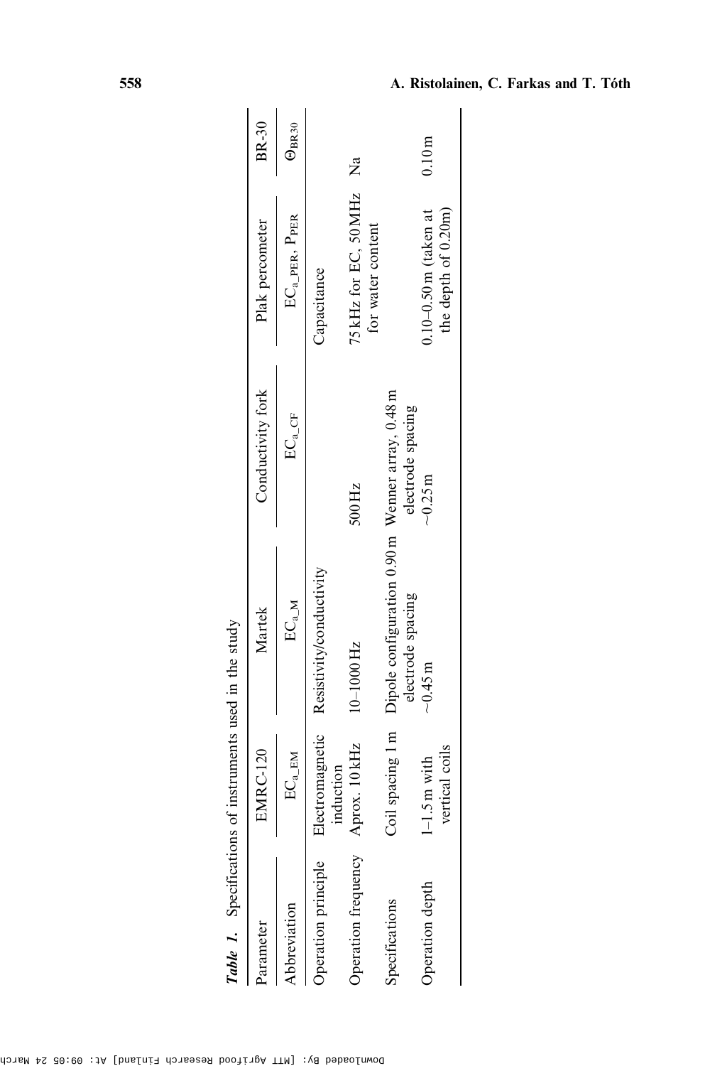***Table 1.*** Specifications of instruments used in the study

| Parameter | EMRC-120 | Martek | Conductivity fork | Plak percometer | BR-30 |
|---|---|---|---|---|---|
| Abbreviation | $EC_{a\_EM}$ | $EC_{a\_M}$ | $EC_{a\_CF}$ | $EC_{a\_PER}$, $P_{PER}$ | $\Theta_{BR30}$ |
| Operation principle | Electromagnetic induction | Resistivity/conductivity | | Capacitance | |
| Operation frequency | Aprox. 10 kHz | 10–1000 Hz | 500 Hz | 75 kHz for EC, 50 MHz for water content | Na |
| Specifications | Coil spacing 1 m | Dipole configuration 0.90 m electrode spacing | Wenner array, 0.48 m electrode spacing | | |
| Operation depth | 1–1.5 m with vertical coils | ~0.45 m | ~0.25 m | 0.10–0.50 m (taken at the depth of 0.20m) | 0.10 m |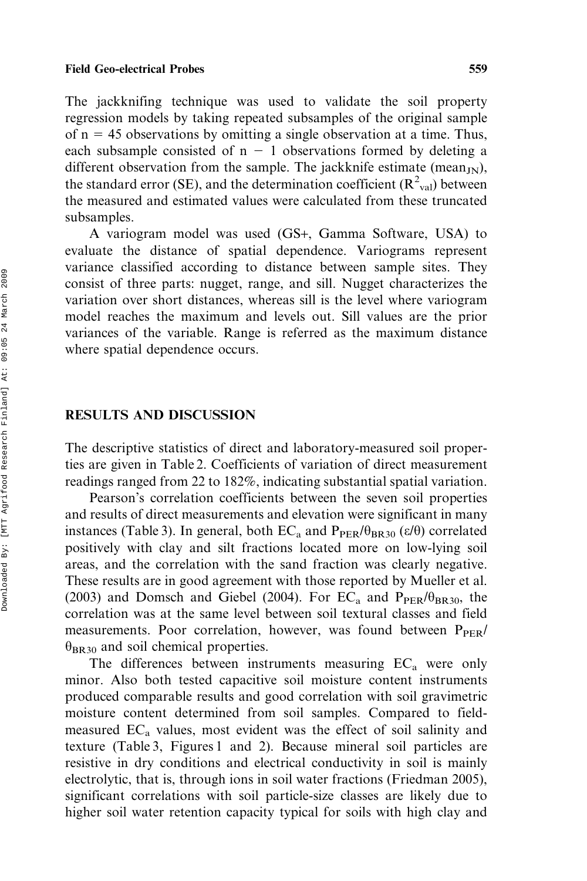The jackknifing technique was used to validate the soil property regression models by taking repeated subsamples of the original sample of $n = 45$ observations by omitting a single observation at a time. Thus, each subsample consisted of $n - 1$ observations formed by deleting a different observation from the sample. The jackknife estimate ($mean_{JN}$), the standard error (SE), and the determination coefficient ($R^2_{val}$) between the measured and estimated values were calculated from these truncated subsamples.

A variogram model was used (GS+, Gamma Software, USA) to evaluate the distance of spatial dependence. Variograms represent variance classified according to distance between sample sites. They consist of three parts: nugget, range, and sill. Nugget characterizes the variation over short distances, whereas sill is the level where variogram model reaches the maximum and levels out. Sill values are the prior variances of the variable. Range is referred as the maximum distance where spatial dependence occurs.

## RESULTS AND DISCUSSION

The descriptive statistics of direct and laboratory-measured soil properties are given in Table 2. Coefficients of variation of direct measurement readings ranged from 22 to 182%, indicating substantial spatial variation.

Pearson's correlation coefficients between the seven soil properties and results of direct measurements and elevation were significant in many instances (Table 3). In general, both $EC_a$ and $P_{PER}/\theta_{BR30}$ ($\varepsilon/\theta$) correlated positively with clay and silt fractions located more on low-lying soil areas, and the correlation with the sand fraction was clearly negative. These results are in good agreement with those reported by Mueller et al. (2003) and Domsch and Giebel (2004). For $EC_a$ and $P_{PER}/\theta_{BR30}$, the correlation was at the same level between soil textural classes and field measurements. Poor correlation, however, was found between $P_{PER}/\theta_{BR30}$ and soil chemical properties.

The differences between instruments measuring $EC_a$ were only minor. Also both tested capacitive soil moisture content instruments produced comparable results and good correlation with soil gravimetric moisture content determined from soil samples. Compared to field-measured $EC_a$ values, most evident was the effect of soil salinity and texture (Table 3, Figures 1 and 2). Because mineral soil particles are resistive in dry conditions and electrical conductivity in soil is mainly electrolytic, that is, through ions in soil water fractions (Friedman 2005), significant correlations with soil particle-size classes are likely due to higher soil water retention capacity typical for soils with high clay and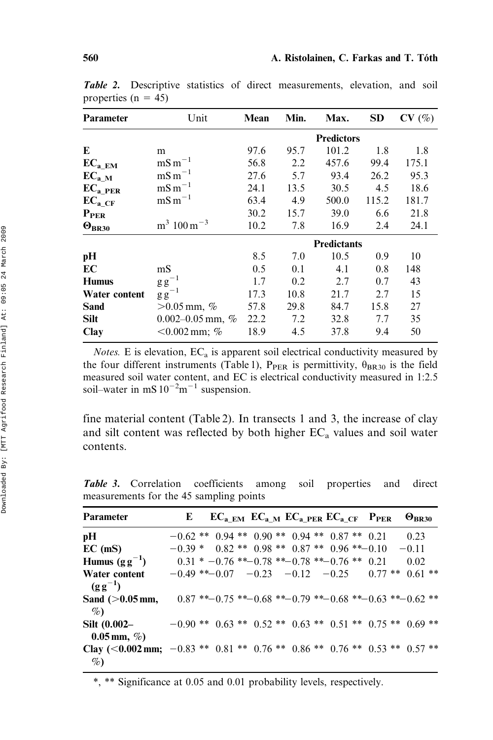***Table 2.*** Descriptive statistics of direct measurements, elevation, and soil properties (n = 45)

| Parameter | Unit | Mean | Min. | Max. | SD | CV (%) |
|---|---|---|---|---|---|---|
| | | | | **Predictors** | | |
| **E** | m | 97.6 | 95.7 | 101.2 | 1.8 | 1.8 |
| $\mathbf{EC_{a\_EM}}$ | $mS\,m^{-1}$ | 56.8 | 2.2 | 457.6 | 99.4 | 175.1 |
| $\mathbf{EC_{a\_M}}$ | $mS\,m^{-1}$ | 27.6 | 5.7 | 93.4 | 26.2 | 95.3 |
| $\mathbf{EC_{a\_PER}}$ | $mS\,m^{-1}$ | 24.1 | 13.5 | 30.5 | 4.5 | 18.6 |
| $\mathbf{EC_{a\_CF}}$ | $mS\,m^{-1}$ | 63.4 | 4.9 | 500.0 | 115.2 | 181.7 |
| $\mathbf{P_{PER}}$ | | 30.2 | 15.7 | 39.0 | 6.6 | 21.8 |
| $\mathbf{\Theta_{BR30}}$ | $m^3\ 100\,m^{-3}$ | 10.2 | 7.8 | 16.9 | 2.4 | 24.1 |
| | | | | **Predictants** | | |
| **pH** | | 8.5 | 7.0 | 10.5 | 0.9 | 10 |
| **EC** | mS | 0.5 | 0.1 | 4.1 | 0.8 | 148 |
| **Humus** | $g\,g^{-1}$ | 1.7 | 0.2 | 2.7 | 0.7 | 43 |
| **Water content** | $g\,g^{-1}$ | 17.3 | 10.8 | 21.7 | 2.7 | 15 |
| **Sand** | >0.05 mm, % | 57.8 | 29.8 | 84.7 | 15.8 | 27 |
| **Silt** | 0.002–0.05 mm, % | 22.2 | 7.2 | 32.8 | 7.7 | 35 |
| **Clay** | <0.002 mm; % | 18.9 | 4.5 | 37.8 | 9.4 | 50 |

*Notes.* E is elevation, $EC_a$ is apparent soil electrical conductivity measured by the four different instruments (Table 1), $P_{PER}$ is permittivity, $\theta_{BR30}$ is the field measured soil water content, and EC is electrical conductivity measured in 1:2.5 soil–water in $mS\,10^{-2}m^{-1}$ suspension.

fine material content (Table 2). In transects 1 and 3, the increase of clay and silt content was reflected by both higher $EC_a$ values and soil water contents.

***Table 3.*** Correlation coefficients among soil properties and direct measurements for the 45 sampling points

| Parameter | E | $EC_{a\_EM}$ | $EC_{a\_M}$ | $EC_{a\_PER}$ | $EC_{a\_CF}$ | $P_{PER}$ | $\Theta_{BR30}$ |
|---|---|---|---|---|---|---|---|
| **pH** | −0.62 ** | 0.94 ** | 0.90 ** | 0.94 ** | 0.87 ** | 0.21 | 0.23 |
| **EC (mS)** | −0.39 * | 0.82 ** | 0.98 ** | 0.87 ** | 0.96 ** | −0.10 | −0.11 |
| **Humus ($g\,g^{-1}$)** | 0.31 * | −0.76 ** | −0.78 ** | −0.78 ** | −0.76 ** | 0.21 | 0.02 |
| **Water content ($g\,g^{-1}$)** | −0.49 ** | −0.07 | −0.23 | −0.12 | −0.25 | 0.77 ** | 0.61 ** |
| **Sand (>0.05 mm, %)** | 0.87 ** | −0.75 ** | −0.68 ** | −0.79 ** | −0.68 ** | −0.63 ** | −0.62 ** |
| **Silt (0.002–0.05 mm, %)** | −0.90 ** | 0.63 ** | 0.52 ** | 0.63 ** | 0.51 ** | 0.75 ** | 0.69 ** |
| **Clay (<0.002 mm; %)** | −0.83 ** | 0.81 ** | 0.76 ** | 0.86 ** | 0.76 ** | 0.53 ** | 0.57 ** |

*, ** Significance at 0.05 and 0.01 probability levels, respectively.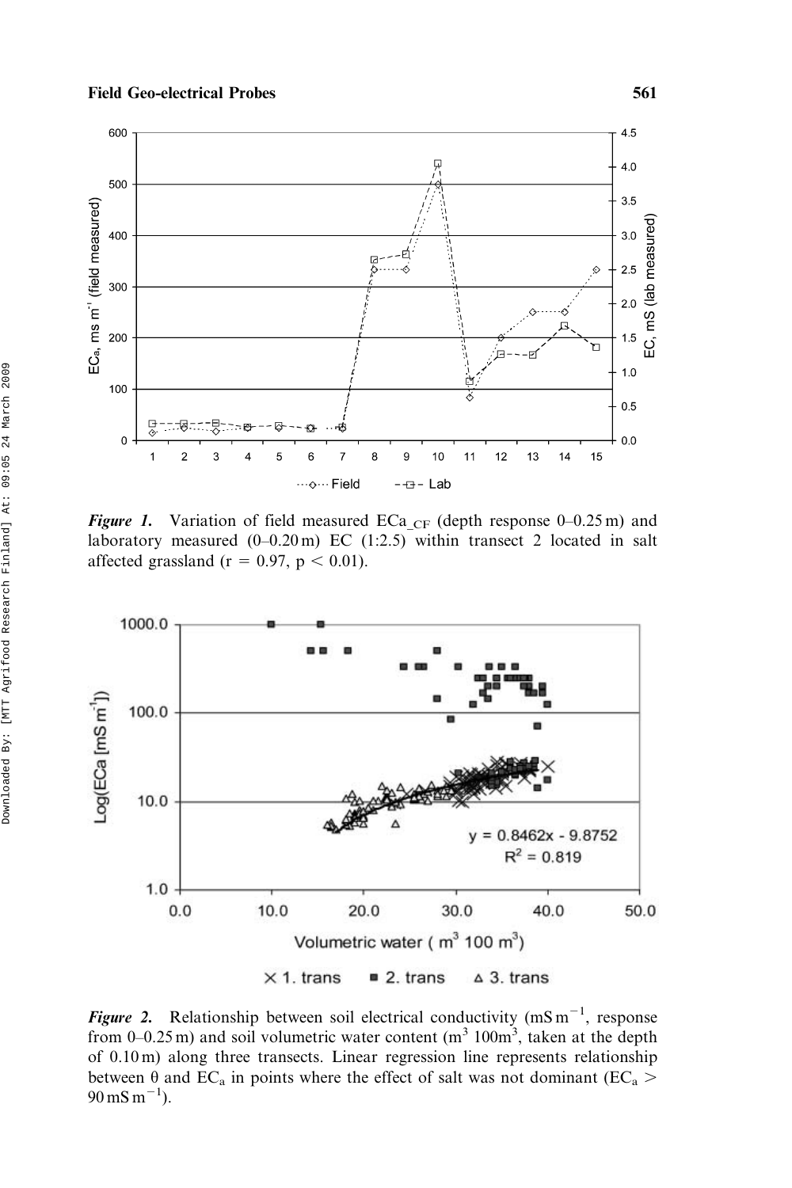*Figure 1.* Variation of field measured $ECa_{\_CF}$ (depth response 0–0.25 m) and laboratory measured (0–0.20 m) EC (1:2.5) within transect 2 located in salt affected grassland ($r = 0.97$, $p < 0.01$).

*Figure 2.* Relationship between soil electrical conductivity ($mS\,m^{-1}$, response from 0–0.25 m) and soil volumetric water content ($m^3\,100m^3$, taken at the depth of 0.10 m) along three transects. Linear regression line represents relationship between $\theta$ and $EC_a$ in points where the effect of salt was not dominant ($EC_a > 90\,mS\,m^{-1}$).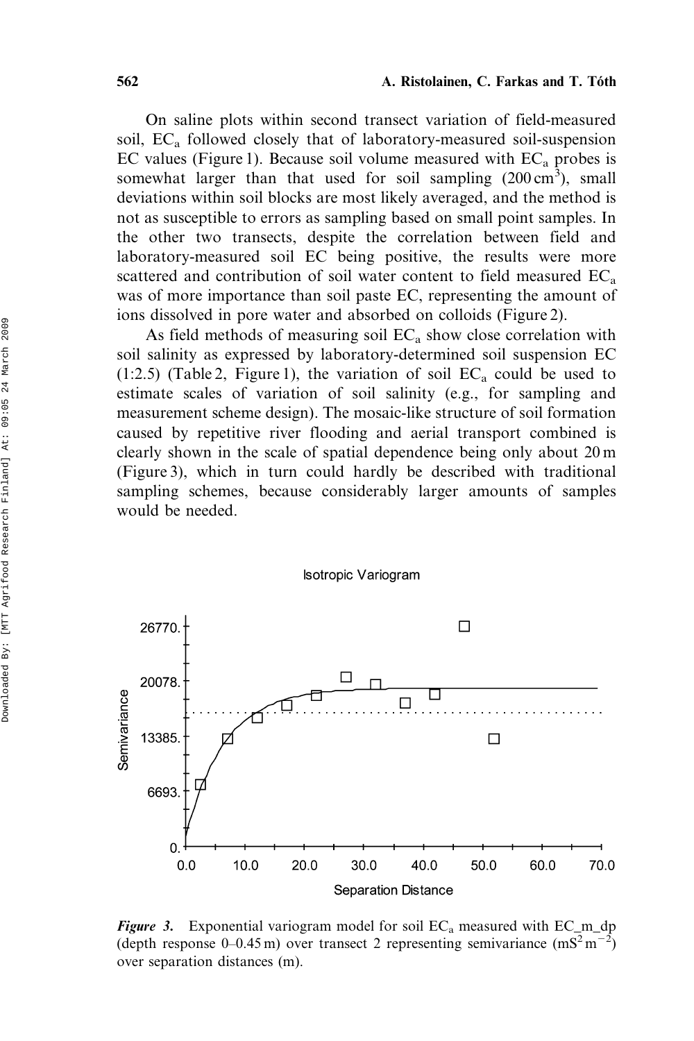On saline plots within second transect variation of field-measured soil, $EC_a$ followed closely that of laboratory-measured soil-suspension EC values (Figure 1). Because soil volume measured with $EC_a$ probes is somewhat larger than that used for soil sampling ($200\,cm^3$), small deviations within soil blocks are most likely averaged, and the method is not as susceptible to errors as sampling based on small point samples. In the other two transects, despite the correlation between field and laboratory-measured soil EC being positive, the results were more scattered and contribution of soil water content to field measured $EC_a$ was of more importance than soil paste EC, representing the amount of ions dissolved in pore water and absorbed on colloids (Figure 2).

As field methods of measuring soil $EC_a$ show close correlation with soil salinity as expressed by laboratory-determined soil suspension EC (1:2.5) (Table 2, Figure 1), the variation of soil $EC_a$ could be used to estimate scales of variation of soil salinity (e.g., for sampling and measurement scheme design). The mosaic-like structure of soil formation caused by repetitive river flooding and aerial transport combined is clearly shown in the scale of spatial dependence being only about 20 m (Figure 3), which in turn could hardly be described with traditional sampling schemes, because considerably larger amounts of samples would be needed.

*Figure 3.* Exponential variogram model for soil $EC_a$ measured with EC_m_dp (depth response 0–0.45 m) over transect 2 representing semivariance ($mS^2\,m^{-2}$) over separation distances (m).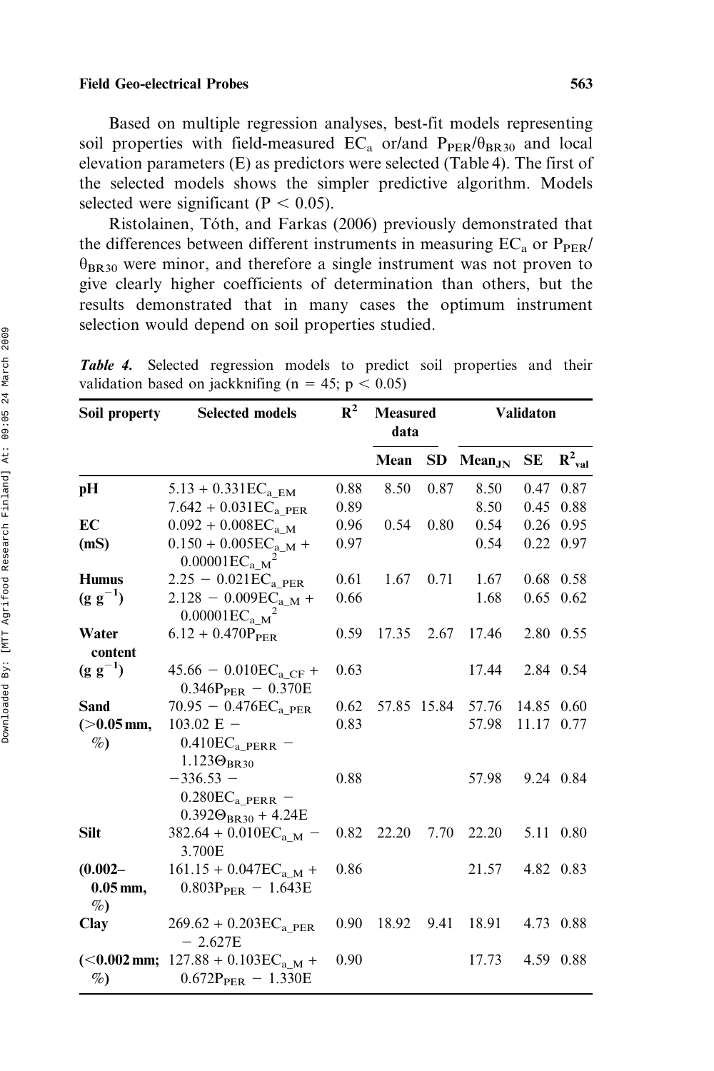Based on multiple regression analyses, best-fit models representing soil properties with field-measured $EC_a$ or/and $P_{PER}/\theta_{BR30}$ and local elevation parameters (E) as predictors were selected (Table 4). The first of the selected models shows the simpler predictive algorithm. Models selected were significant ($P < 0.05$).

Ristolainen, Tóth, and Farkas (2006) previously demonstrated that the differences between different instruments in measuring $EC_a$ or $P_{PER}/\theta_{BR30}$ were minor, and therefore a single instrument was not proven to give clearly higher coefficients of determination than others, but the results demonstrated that in many cases the optimum instrument selection would depend on soil properties studied.

***Table 4.*** Selected regression models to predict soil properties and their validation based on jackknifing ($n = 45$; $p < 0.05$)

| Soil property | Selected models | $R^2$ | Measured data | | Validaton | | |
|---|---|---|---|---|---|---|---|
| | | | Mean | SD | $Mean_{JN}$ | SE | $R^2_{val}$ |
| **pH** | $5.13 + 0.331EC_{a\_EM}$ | 0.88 | 8.50 | 0.87 | 8.50 | 0.47 | 0.87 |
| | $7.642 + 0.031EC_{a\_PER}$ | 0.89 | | | 8.50 | 0.45 | 0.88 |
| **EC (mS)** | $0.092 + 0.008EC_{a\_M}$ | 0.96 | 0.54 | 0.80 | 0.54 | 0.26 | 0.95 |
| | $0.150 + 0.005EC_{a\_M} + 0.00001EC_{a\_M}^2$ | 0.97 | | | 0.54 | 0.22 | 0.97 |
| **Humus ($g\ g^{-1}$)** | $2.25 - 0.021EC_{a\_PER}$ | 0.61 | 1.67 | 0.71 | 1.67 | 0.68 | 0.58 |
| | $2.128 - 0.009EC_{a\_M} + 0.00001EC_{a\_M}^2$ | 0.66 | | | 1.68 | 0.65 | 0.62 |
| **Water content ($g\ g^{-1}$)** | $6.12 + 0.470P_{PER}$ | 0.59 | 17.35 | 2.67 | 17.46 | 2.80 | 0.55 |
| | $45.66 - 0.010EC_{a\_CF} + 0.346P_{PER} - 0.370E$ | 0.63 | | | 17.44 | 2.84 | 0.54 |
| **Sand (>0.05 mm, %)** | $70.95 - 0.476EC_{a\_PER}$ | 0.62 | 57.85 | 15.84 | 57.76 | 14.85 | 0.60 |
| | $103.02\ E - 0.410EC_{a\_PERR} - 1.123\Theta_{BR30}$ | 0.83 | | | 57.98 | 11.17 | 0.77 |
| | $-336.53 - 0.280EC_{a\_PERR} - 0.392\Theta_{BR30} + 4.24E$ | 0.88 | | | 57.98 | 9.24 | 0.84 |
| **Silt (0.002–0.05 mm, %)** | $382.64 + 0.010EC_{a\_M} - 3.700E$ | 0.82 | 22.20 | 7.70 | 22.20 | 5.11 | 0.80 |
| | $161.15 + 0.047EC_{a\_M} + 0.803P_{PER} - 1.643E$ | 0.86 | | | 21.57 | 4.82 | 0.83 |
| **Clay (<0.002 mm; %)** | $269.62 + 0.203EC_{a\_PER} - 2.627E$ | 0.90 | 18.92 | 9.41 | 18.91 | 4.73 | 0.88 |
| | $127.88 + 0.103EC_{a\_M} + 0.672P_{PER} - 1.330E$ | 0.90 | | | 17.73 | 4.59 | 0.88 |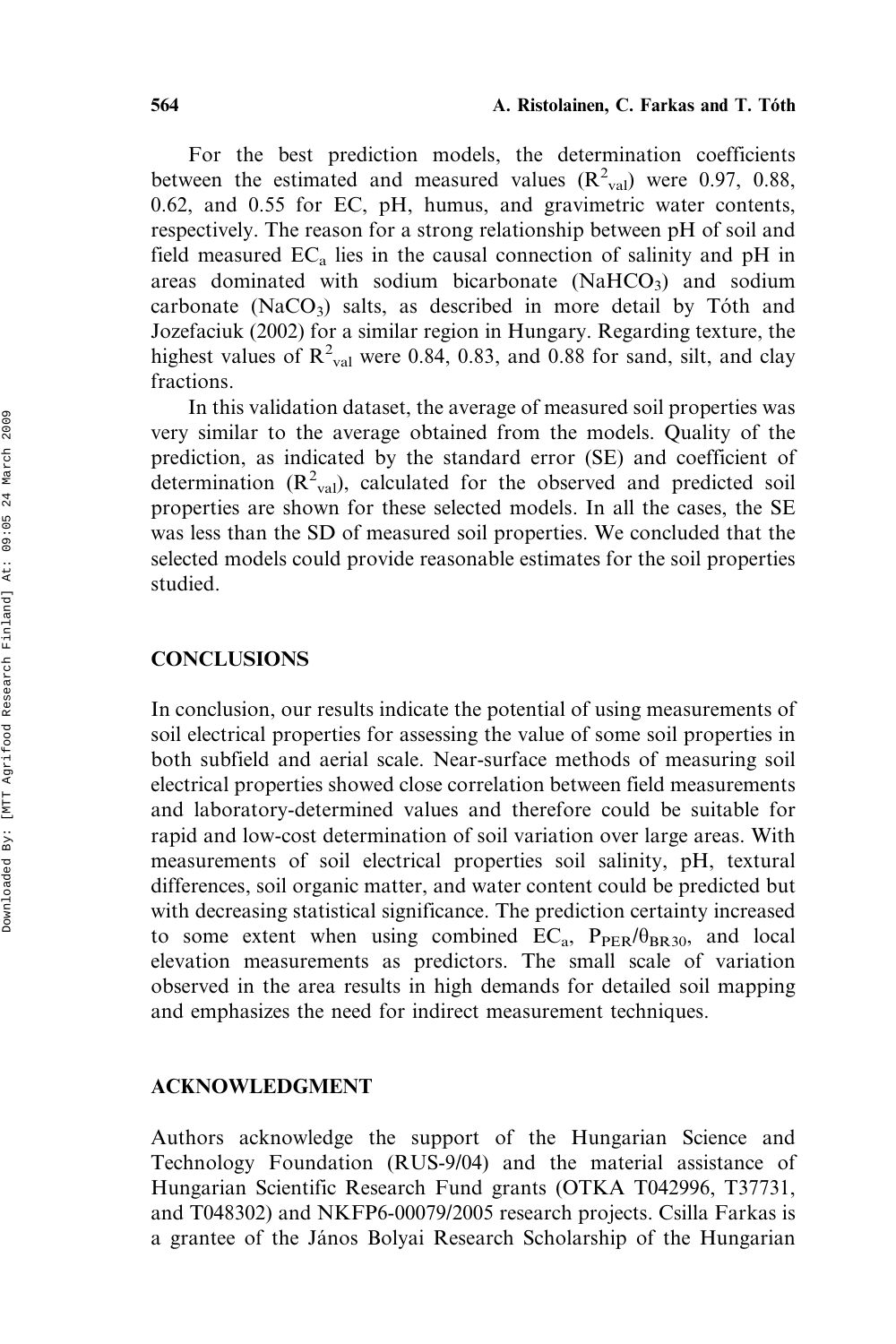For the best prediction models, the determination coefficients between the estimated and measured values ($R^2_{val}$) were 0.97, 0.88, 0.62, and 0.55 for EC, pH, humus, and gravimetric water contents, respectively. The reason for a strong relationship between pH of soil and field measured $EC_a$ lies in the causal connection of salinity and pH in areas dominated with sodium bicarbonate ($NaHCO_3$) and sodium carbonate ($NaCO_3$) salts, as described in more detail by Tóth and Jozefaciuk (2002) for a similar region in Hungary. Regarding texture, the highest values of $R^2_{val}$ were 0.84, 0.83, and 0.88 for sand, silt, and clay fractions.

In this validation dataset, the average of measured soil properties was very similar to the average obtained from the models. Quality of the prediction, as indicated by the standard error (SE) and coefficient of determination ($R^2_{val}$), calculated for the observed and predicted soil properties are shown for these selected models. In all the cases, the SE was less than the SD of measured soil properties. We concluded that the selected models could provide reasonable estimates for the soil properties studied.

## CONCLUSIONS

In conclusion, our results indicate the potential of using measurements of soil electrical properties for assessing the value of some soil properties in both subfield and aerial scale. Near-surface methods of measuring soil electrical properties showed close correlation between field measurements and laboratory-determined values and therefore could be suitable for rapid and low-cost determination of soil variation over large areas. With measurements of soil electrical properties soil salinity, pH, textural differences, soil organic matter, and water content could be predicted but with decreasing statistical significance. The prediction certainty increased to some extent when using combined $EC_a$, $P_{PER}/\theta_{BR30}$, and local elevation measurements as predictors. The small scale of variation observed in the area results in high demands for detailed soil mapping and emphasizes the need for indirect measurement techniques.

## ACKNOWLEDGMENT

Authors acknowledge the support of the Hungarian Science and Technology Foundation (RUS-9/04) and the material assistance of Hungarian Scientific Research Fund grants (OTKA T042996, T37731, and T048302) and NKFP6-00079/2005 research projects. Csilla Farkas is a grantee of the János Bolyai Research Scholarship of the Hungarian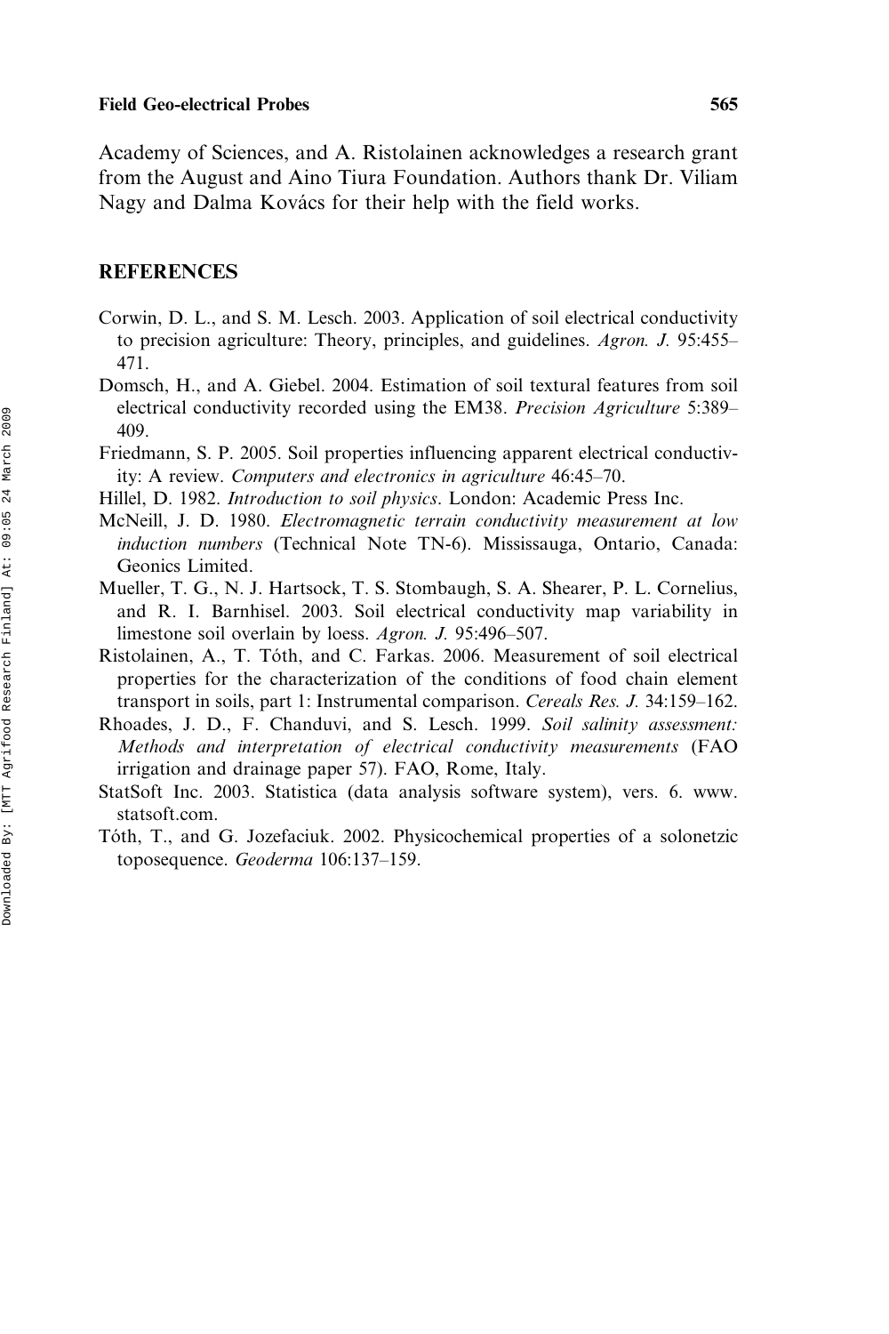Academy of Sciences, and A. Ristolainen acknowledges a research grant from the August and Aino Tiura Foundation. Authors thank Dr. Viliam Nagy and Dalma Kovács for their help with the field works.

## REFERENCES

Corwin, D. L., and S. M. Lesch. 2003. Application of soil electrical conductivity to precision agriculture: Theory, principles, and guidelines. *Agron. J.* 95:455–471.

Domsch, H., and A. Giebel. 2004. Estimation of soil textural features from soil electrical conductivity recorded using the EM38. *Precision Agriculture* 5:389–409.

Friedmann, S. P. 2005. Soil properties influencing apparent electrical conductivity: A review. *Computers and electronics in agriculture* 46:45–70.

Hillel, D. 1982. *Introduction to soil physics*. London: Academic Press Inc.

McNeill, J. D. 1980. *Electromagnetic terrain conductivity measurement at low induction numbers* (Technical Note TN-6). Mississauga, Ontario, Canada: Geonics Limited.

Mueller, T. G., N. J. Hartsock, T. S. Stombaugh, S. A. Shearer, P. L. Cornelius, and R. I. Barnhisel. 2003. Soil electrical conductivity map variability in limestone soil overlain by loess. *Agron. J.* 95:496–507.

Ristolainen, A., T. Tóth, and C. Farkas. 2006. Measurement of soil electrical properties for the characterization of the conditions of food chain element transport in soils, part 1: Instrumental comparison. *Cereals Res. J.* 34:159–162.

Rhoades, J. D., F. Chanduvi, and S. Lesch. 1999. *Soil salinity assessment: Methods and interpretation of electrical conductivity measurements* (FAO irrigation and drainage paper 57). FAO, Rome, Italy.

StatSoft Inc. 2003. Statistica (data analysis software system), vers. 6. www.statsoft.com.

Tóth, T., and G. Jozefaciuk. 2002. Physicochemical properties of a solonetzic toposequence. *Geoderma* 106:137–159.